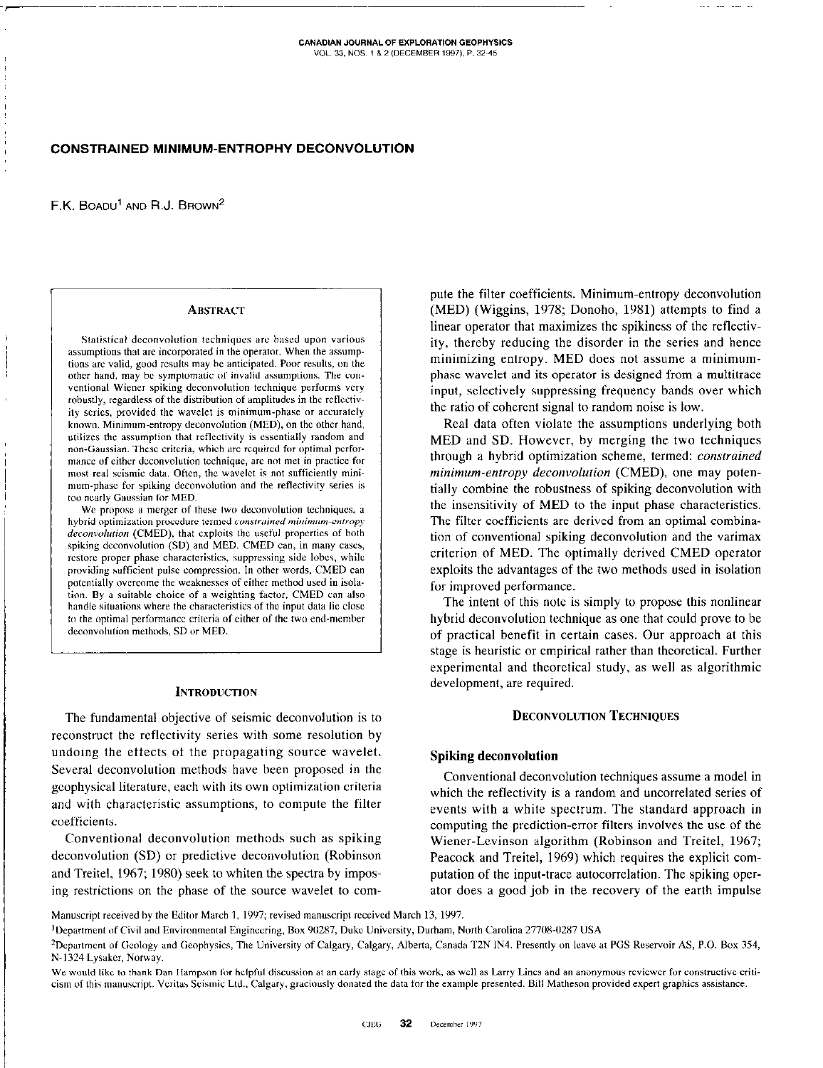# CONSTRAINED MINIMUM-ENTROPHY DECONVOLUTION

F.K. Boadu[1] and R.J. Brown[2]

## Abstract

Statistical deconvolution techniques are based upon various assumptions that are incorporated in the operator. When the assumptions are valid, good results may be anticipated. Poor results, on the other hand, may be symptomatic of invalid assumptions. The conventional Wiener spiking deconvolution technique performs very robustly, regardless of the distribution of amplitudes in the reflectivity series, provided the wavelet is minimum-phase or accurately known. Minimum-entropy deconvolution (MED), on the other hand, utilizes the assumption that reflectivity is essentially random and non-Gaussian. These criteria, which are required for optimal performance of either deconvolution technique, are not met in practice for most real seismic data. Often, the wavelet is not sufficiently minimum-phase for spiking deconvolution and the reflectivity series is too nearly Gaussian for MED.

We propose a merger of these two deconvolution techniques, a hybrid optimization procedure termed *constrained minimum-entropy deconvolution* (CMED), that exploits the useful properties of both spiking deconvolution (SD) and MED. CMED can, in many cases, restore proper phase characteristics, suppressing side lobes, while providing sufficient pulse compression. In other words, CMED can potentially overcome the weaknesses of either method used in isolation. By a suitable choice of a weighting factor, CMED can also handle situations where the characteristics of the input data lie close to the optimal performance criteria of either of the two end-member deconvolution methods, SD or MED.

## Introduction

The fundamental objective of seismic deconvolution is to reconstruct the reflectivity series with some resolution by undoing the effects of the propagating source wavelet. Several deconvolution methods have been proposed in the geophysical literature, each with its own optimization criteria and with characteristic assumptions, to compute the filter coefficients.

Conventional deconvolution methods such as spiking deconvolution (SD) or predictive deconvolution (Robinson and Treitel, 1967; 1980) seek to whiten the spectra by imposing restrictions on the phase of the source wavelet to compute the filter coefficients. Minimum-entropy deconvolution (MED) (Wiggins, 1978; Donoho, 1981) attempts to find a linear operator that maximizes the spikiness of the reflectivity, thereby reducing the disorder in the series and hence minimizing entropy. MED does not assume a minimum-phase wavelet and its operator is designed from a multitrace input, selectively suppressing frequency bands over which the ratio of coherent signal to random noise is low.

Real data often violate the assumptions underlying both MED and SD. However, by merging the two techniques through a hybrid optimization scheme, termed: *constrained minimum-entropy deconvolution* (CMED), one may potentially combine the robustness of spiking deconvolution with the insensitivity of MED to the input phase characteristics. The filter coefficients are derived from an optimal combination of conventional spiking deconvolution and the varimax criterion of MED. The optimally derived CMED operator exploits the advantages of the two methods used in isolation for improved performance.

The intent of this note is simply to propose this nonlinear hybrid deconvolution technique as one that could prove to be of practical benefit in certain cases. Our approach at this stage is heuristic or empirical rather than theoretical. Further experimental and theoretical study, as well as algorithmic development, are required.

## Deconvolution Techniques

### Spiking deconvolution

Conventional deconvolution techniques assume a model in which the reflectivity is a random and uncorrelated series of events with a white spectrum. The standard approach in computing the prediction-error filters involves the use of the Wiener-Levinson algorithm (Robinson and Treitel, 1967; Peacock and Treitel, 1969) which requires the explicit computation of the input-trace autocorrelation. The spiking operator does a good job in the recovery of the earth impulse

Manuscript received by the Editor March 1, 1997; revised manuscript received March 13, 1997.

[1]Department of Civil and Environmental Engineering, Box 90287, Duke University, Durham, North Carolina 27708-0287 USA

[2]Department of Geology and Geophysics, The University of Calgary, Calgary, Alberta, Canada T2N 1N4. Presently on leave at PGS Reservoir AS, P.O. Box 354, N-1324 Lysaker, Norway.

We would like to thank Dan Hampson for helpful discussion at an early stage of this work, as well as Larry Lines and an anonymous reviewer for constructive criticism of this manuscript. Veritas Seismic Ltd., Calgary, graciously donated the data for the example presented. Bill Matheson provided expert graphics assistance.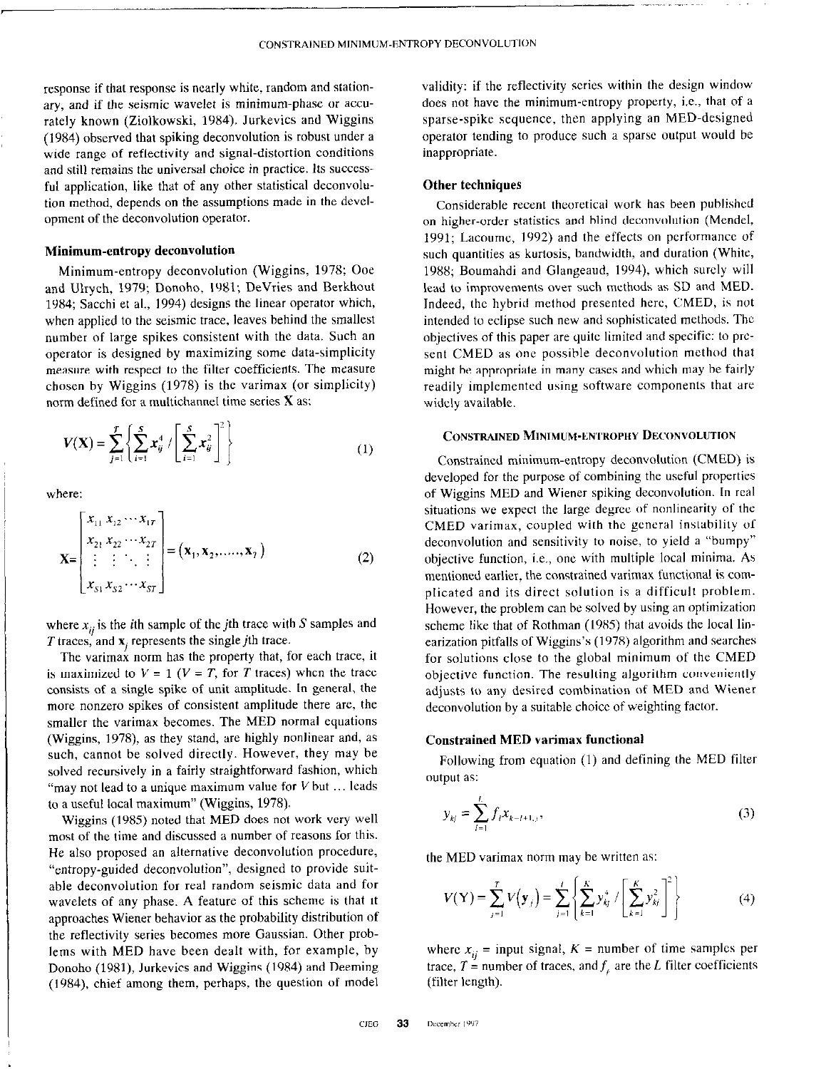response if that response is nearly white, random and stationary, and if the seismic wavelet is minimum-phase or accurately known (Ziolkowski, 1984). Jurkevics and Wiggins (1984) observed that spiking deconvolution is robust under a wide range of reflectivity and signal-distortion conditions and still remains the universal choice in practice. Its successful application, like that of any other statistical deconvolution method, depends on the assumptions made in the development of the deconvolution operator.

### Minimum-entropy deconvolution

Minimum-entropy deconvolution (Wiggins, 1978; Ooe and Ulrych, 1979; Donoho, 1981; DeVries and Berkhout 1984; Sacchi et al., 1994) designs the linear operator which, when applied to the seismic trace, leaves behind the smallest number of large spikes consistent with the data. Such an operator is designed by maximizing some data-simplicity measure with respect to the filter coefficients. The measure chosen by Wiggins (1978) is the varimax (or simplicity) norm defined for a multichannel time series **X** as:

$$V(\mathbf{X}) = \sum_{j=1}^{T} \left\{ \sum_{i=1}^{S} x_{ij}^{4} \Big/ \left[ \sum_{i=1}^{S} x_{ij}^{2} \right]^{2} \right\} \tag{1}$$

where:

$$\mathbf{X} = \begin{bmatrix} x_{11}\, x_{12} \cdots x_{1T} \\ x_{21}\, x_{22} \cdots x_{2T} \\ \vdots \quad \vdots \quad \ddots \quad \vdots \\ x_{S1}\, x_{S2} \cdots x_{ST} \end{bmatrix} = (\mathbf{x}_1, \mathbf{x}_2, \ldots\ldots, \mathbf{x}_T) \tag{2}$$

where $x_{ij}$ is the $i$th sample of the $j$th trace with $S$ samples and $T$ traces, and $\mathbf{x}_j$ represents the single $j$th trace.

The varimax norm has the property that, for each trace, it is maximized to $V = 1$ ($V = T$, for $T$ traces) when the trace consists of a single spike of unit amplitude. In general, the more nonzero spikes of consistent amplitude there are, the smaller the varimax becomes. The MED normal equations (Wiggins, 1978), as they stand, are highly nonlinear and, as such, cannot be solved directly. However, they may be solved recursively in a fairly straightforward fashion, which "may not lead to a unique maximum value for $V$ but … leads to a useful local maximum" (Wiggins, 1978).

Wiggins (1985) noted that MED does not work very well most of the time and discussed a number of reasons for this. He also proposed an alternative deconvolution procedure, "entropy-guided deconvolution", designed to provide suitable deconvolution for real random seismic data and for wavelets of any phase. A feature of this scheme is that it approaches Wiener behavior as the probability distribution of the reflectivity series becomes more Gaussian. Other problems with MED have been dealt with, for example, by Donoho (1981), Jurkevics and Wiggins (1984) and Deeming (1984), chief among them, perhaps, the question of model validity: if the reflectivity series within the design window does not have the minimum-entropy property, i.e., that of a sparse-spike sequence, then applying an MED-designed operator tending to produce such a sparse output would be inappropriate.

### Other techniques

Considerable recent theoretical work has been published on higher-order statistics and blind deconvolution (Mendel, 1991; Lacoume, 1992) and the effects on performance of such quantities as kurtosis, bandwidth, and duration (White, 1988; Boumahdi and Glangeaud, 1994), which surely will lead to improvements over such methods as SD and MED. Indeed, the hybrid method presented here, CMED, is not intended to eclipse such new and sophisticated methods. The objectives of this paper are quite limited and specific: to present CMED as one possible deconvolution method that might be appropriate in many cases and which may be fairly readily implemented using software components that are widely available.

## Constrained Minimum-Entrophy Deconvolution

Constrained minimum-entropy deconvolution (CMED) is developed for the purpose of combining the useful properties of Wiggins MED and Wiener spiking deconvolution. In real situations we expect the large degree of nonlinearity of the CMED varimax, coupled with the general instability of deconvolution and sensitivity to noise, to yield a "bumpy" objective function, i.e., one with multiple local minima. As mentioned earlier, the constrained varimax functional is complicated and its direct solution is a difficult problem. However, the problem can be solved by using an optimization scheme like that of Rothman (1985) that avoids the local linearization pitfalls of Wiggins's (1978) algorithm and searches for solutions close to the global minimum of the CMED objective function. The resulting algorithm conveniently adjusts to any desired combination of MED and Wiener deconvolution by a suitable choice of weighting factor.

### Constrained MED varimax functional

Following from equation (1) and defining the MED filter output as:

$$y_{kj} = \sum_{l=1}^{L} f_l x_{k-l+1,j}, \tag{3}$$

the MED varimax norm may be written as:

$$V(\mathbf{Y}) = \sum_{j=1}^{T} V(\mathbf{y}_j) = \sum_{j=1}^{T} \left\{ \sum_{k=1}^{K} y_{kj}^{4} \Big/ \left[ \sum_{k=1}^{K} y_{kj}^{2} \right]^{2} \right\} \tag{4}$$

where $x_{ij}$ = input signal, $K$ = number of time samples per trace, $T$ = number of traces, and $f_l$ are the $L$ filter coefficients (filter length).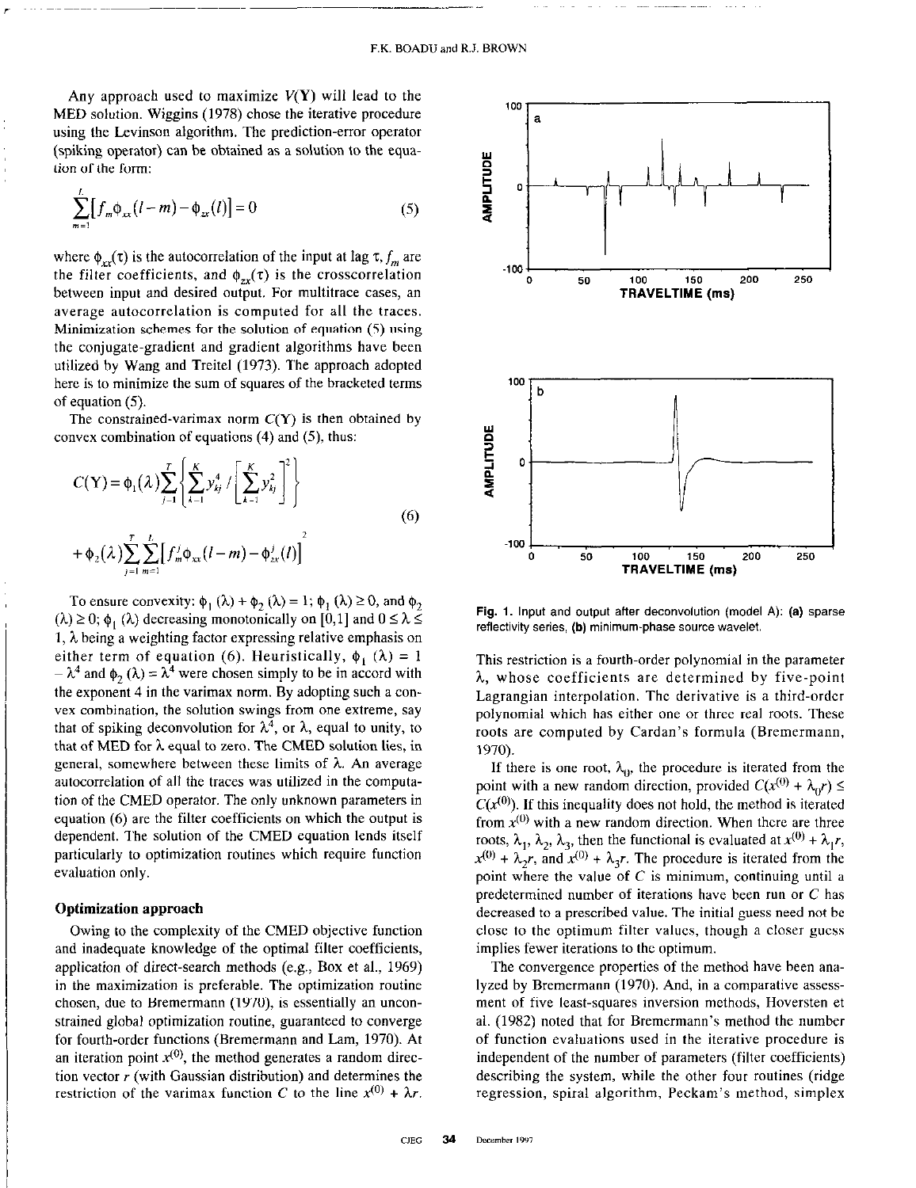Any approach used to maximize $V(\mathbf{Y})$ will lead to the MED solution. Wiggins (1978) chose the iterative procedure using the Levinson algorithm. The prediction-error operator (spiking operator) can be obtained as a solution to the equation of the form:

$$\sum_{m=1}^{L}\left[f_m\phi_{xx}(l-m)-\phi_{zx}(l)\right]=0 \tag{5}$$

where $\phi_{xx}(\tau)$ is the autocorrelation of the input at lag $\tau$, $f_m$ are the filter coefficients, and $\phi_{zx}(\tau)$ is the crosscorrelation between input and desired output. For multitrace cases, an average autocorrelation is computed for all the traces. Minimization schemes for the solution of equation (5) using the conjugate-gradient and gradient algorithms have been utilized by Wang and Treitel (1973). The approach adopted here is to minimize the sum of squares of the bracketed terms of equation (5).

The constrained-varimax norm $C(\mathbf{Y})$ is then obtained by convex combination of equations (4) and (5), thus:

$$C(\mathbf{Y})=\phi_1(\lambda)\sum_{j=1}^{T}\left\{\sum_{k=1}^{K}y_{kj}^4\Big/\left[\sum_{k=1}^{K}y_{kj}^2\right]^2\right\} + \phi_2(\lambda)\sum_{j=1}^{T}\sum_{m=1}^{L}\left[f_m^j\phi_{xx}(l-m)-\phi_{zx}^j(l)\right]^2 \tag{6}$$

To ensure convexity: $\phi_1(\lambda)+\phi_2(\lambda)=1$; $\phi_1(\lambda)\geq 0$, and $\phi_2(\lambda)\geq 0$; $\phi_1(\lambda)$ decreasing monotonically on [0,1] and $0\leq\lambda\leq 1$, $\lambda$ being a weighting factor expressing relative emphasis on either term of equation (6). Heuristically, $\phi_1(\lambda)=1-\lambda^4$ and $\phi_2(\lambda)=\lambda^4$ were chosen simply to be in accord with the exponent 4 in the varimax norm. By adopting such a convex combination, the solution swings from one extreme, say that of spiking deconvolution for $\lambda^4$, or $\lambda$, equal to unity, to that of MED for $\lambda$ equal to zero. The CMED solution lies, in general, somewhere between these limits of $\lambda$. An average autocorrelation of all the traces was utilized in the computation of the CMED operator. The only unknown parameters in equation (6) are the filter coefficients on which the output is dependent. The solution of the CMED equation lends itself particularly to optimization routines which require function evaluation only.

## Optimization approach

Owing to the complexity of the CMED objective function and inadequate knowledge of the optimal filter coefficients, application of direct-search methods (e.g., Box et al., 1969) in the maximization is preferable. The optimization routine chosen, due to Bremermann (1970), is essentially an unconstrained global optimization routine, guaranteed to converge for fourth-order functions (Bremermann and Lam, 1970). At an iteration point $x^{(0)}$, the method generates a random direction vector $r$ (with Gaussian distribution) and determines the restriction of the varimax function $C$ to the line $x^{(0)}+\lambda r$.

Fig. 1. Input and output after deconvolution (model A): **(a)** sparse reflectivity series, **(b)** minimum-phase source wavelet.

This restriction is a fourth-order polynomial in the parameter $\lambda$, whose coefficients are determined by five-point Lagrangian interpolation. The derivative is a third-order polynomial which has either one or three real roots. These roots are computed by Cardan's formula (Bremermann, 1970).

If there is one root, $\lambda_0$, the procedure is iterated from the point with a new random direction, provided $C(x^{(0)}+\lambda_0 r)\leq C(x^{(0)})$. If this inequality does not hold, the method is iterated from $x^{(0)}$ with a new random direction. When there are three roots, $\lambda_1$, $\lambda_2$, $\lambda_3$, then the functional is evaluated at $x^{(0)}+\lambda_1 r$, $x^{(0)}+\lambda_2 r$, and $x^{(0)}+\lambda_3 r$. The procedure is iterated from the point where the value of $C$ is minimum, continuing until a predetermined number of iterations have been run or $C$ has decreased to a prescribed value. The initial guess need not be close to the optimum filter values, though a closer guess implies fewer iterations to the optimum.

The convergence properties of the method have been analyzed by Bremermann (1970). And, in a comparative assessment of five least-squares inversion methods, Hoversten et al. (1982) noted that for Bremermann's method the number of function evaluations used in the iterative procedure is independent of the number of parameters (filter coefficients) describing the system, while the other four routines (ridge regression, spiral algorithm, Peckam's method, simplex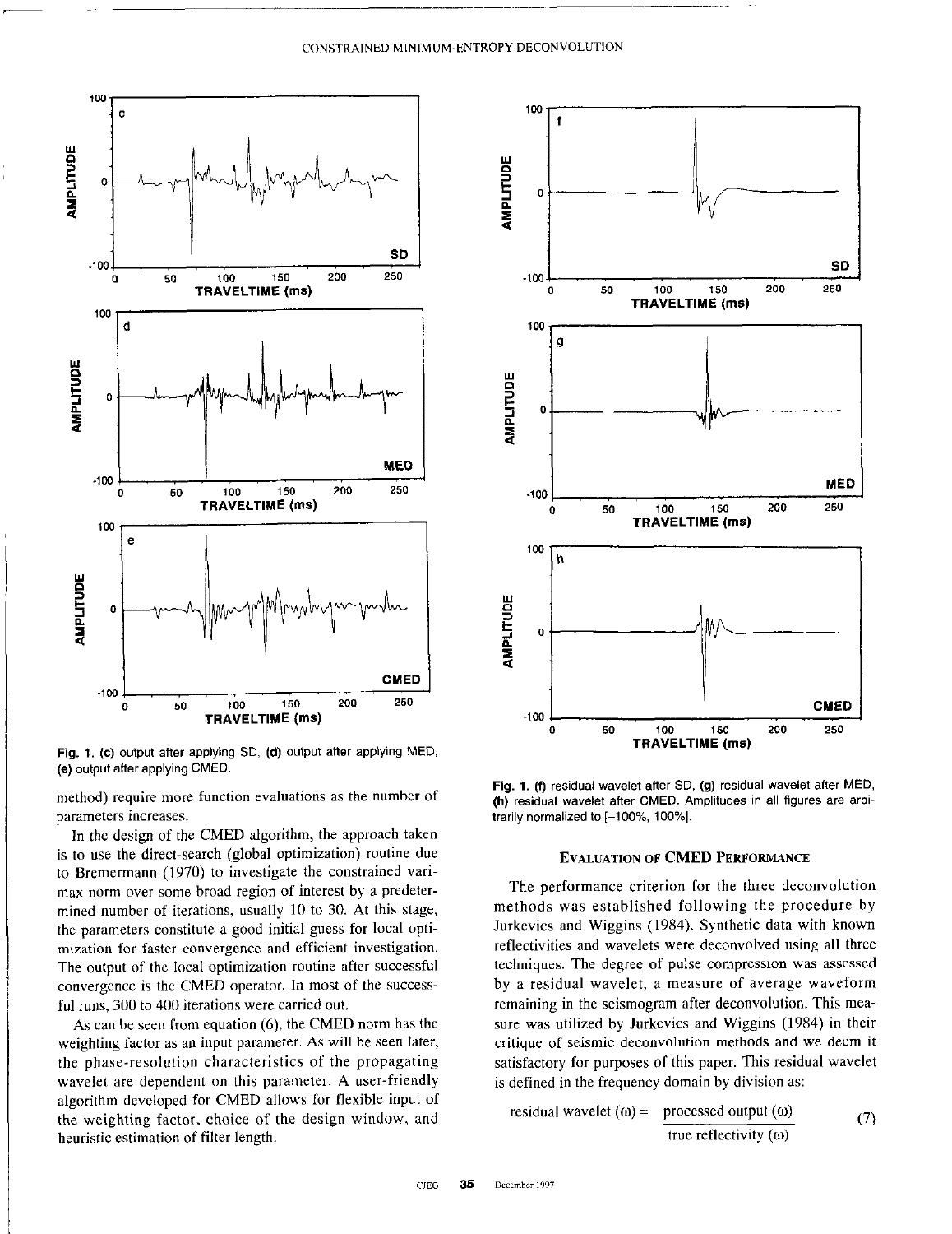Fig. 1. (c) output after applying SD, (d) output after applying MED, (e) output after applying CMED.

Fig. 1. (f) residual wavelet after SD, (g) residual wavelet after MED, (h) residual wavelet after CMED. Amplitudes in all figures are arbitrarily normalized to [–100%, 100%].

method) require more function evaluations as the number of parameters increases.

In the design of the CMED algorithm, the approach taken is to use the direct-search (global optimization) routine due to Bremermann (1970) to investigate the constrained varimax norm over some broad region of interest by a predetermined number of iterations, usually 10 to 30. At this stage, the parameters constitute a good initial guess for local optimization for faster convergence and efficient investigation. The output of the local optimization routine after successful convergence is the CMED operator. In most of the successful runs, 300 to 400 iterations were carried out.

As can be seen from equation (6), the CMED norm has the weighting factor as an input parameter. As will be seen later, the phase-resolution characteristics of the propagating wavelet are dependent on this parameter. A user-friendly algorithm developed for CMED allows for flexible input of the weighting factor, choice of the design window, and heuristic estimation of filter length.

## Evaluation of CMED Performance

The performance criterion for the three deconvolution methods was established following the procedure by Jurkevics and Wiggins (1984). Synthetic data with known reflectivities and wavelets were deconvolved using all three techniques. The degree of pulse compression was assessed by a residual wavelet, a measure of average waveform remaining in the seismogram after deconvolution. This measure was utilized by Jurkevics and Wiggins (1984) in their critique of seismic deconvolution methods and we deem it satisfactory for purposes of this paper. This residual wavelet is defined in the frequency domain by division as:

$$\text{residual wavelet}(\omega) = \frac{\text{processed output}(\omega)}{\text{true reflectivity}(\omega)} \tag{7}$$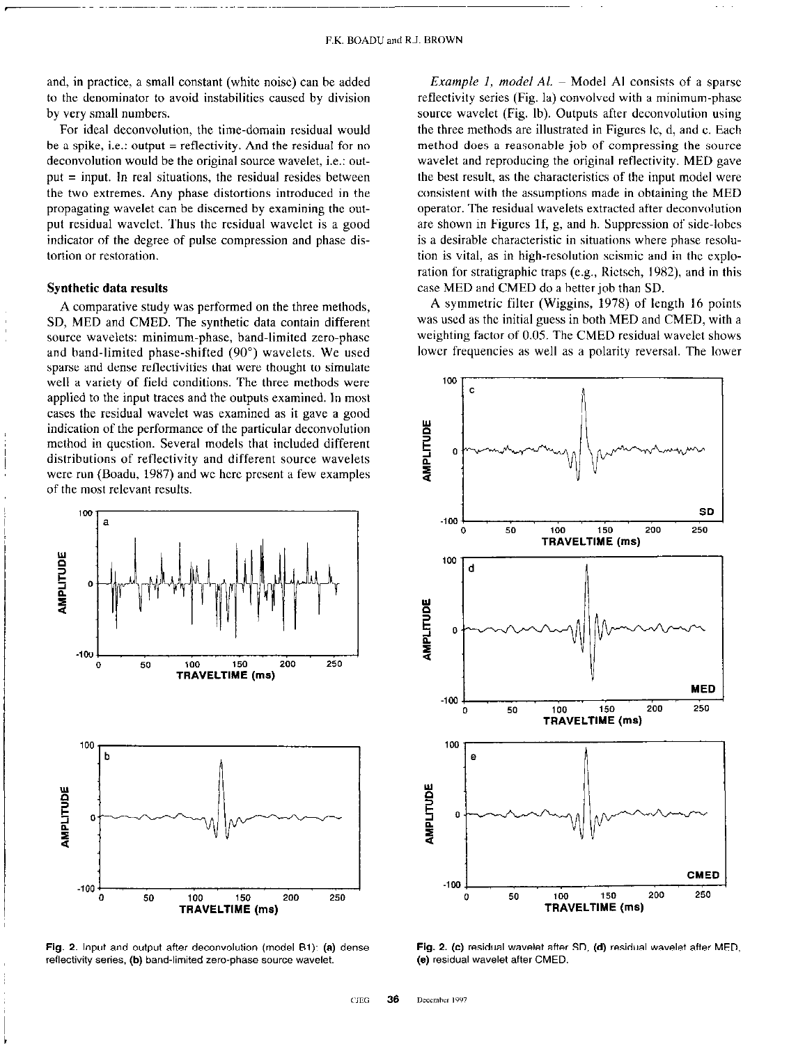and, in practice, a small constant (white noise) can be added to the denominator to avoid instabilities caused by division by very small numbers.

For ideal deconvolution, the time-domain residual would be a spike, i.e.: output = reflectivity. And the residual for no deconvolution would be the original source wavelet, i.e.: output = input. In real situations, the residual resides between the two extremes. Any phase distortions introduced in the propagating wavelet can be discerned by examining the output residual wavelet. Thus the residual wavelet is a good indicator of the degree of pulse compression and phase distortion or restoration.

### Synthetic data results

A comparative study was performed on the three methods, SD, MED and CMED. The synthetic data contain different source wavelets: minimum-phase, band-limited zero-phase and band-limited phase-shifted (90°) wavelets. We used sparse and dense reflectivities that were thought to simulate well a variety of field conditions. The three methods were applied to the input traces and the outputs examined. In most cases the residual wavelet was examined as it gave a good indication of the performance of the particular deconvolution method in question. Several models that included different distributions of reflectivity and different source wavelets were run (Boadu, 1987) and we here present a few examples of the most relevant results.

Fig. 2. Input and output after deconvolution (model B1): **(a)** dense reflectivity series, **(b)** band-limited zero-phase source wavelet.

*Example 1, model A1.* – Model A1 consists of a sparse reflectivity series (Fig. 1a) convolved with a minimum-phase source wavelet (Fig. 1b). Outputs after deconvolution using the three methods are illustrated in Figures 1c, d, and e. Each method does a reasonable job of compressing the source wavelet and reproducing the original reflectivity. MED gave the best result, as the characteristics of the input model were consistent with the assumptions made in obtaining the MED operator. The residual wavelets extracted after deconvolution are shown in Figures 1f, g, and h. Suppression of side-lobes is a desirable characteristic in situations where phase resolution is vital, as in high-resolution seismic and in the exploration for stratigraphic traps (e.g., Rietsch, 1982), and in this case MED and CMED do a better job than SD.

A symmetric filter (Wiggins, 1978) of length 16 points was used as the initial guess in both MED and CMED, with a weighting factor of 0.05. The CMED residual wavelet shows lower frequencies as well as a polarity reversal. The lower

Fig. 2. **(c)** residual wavelet after SD, **(d)** residual wavelet after MED, **(e)** residual wavelet after CMED.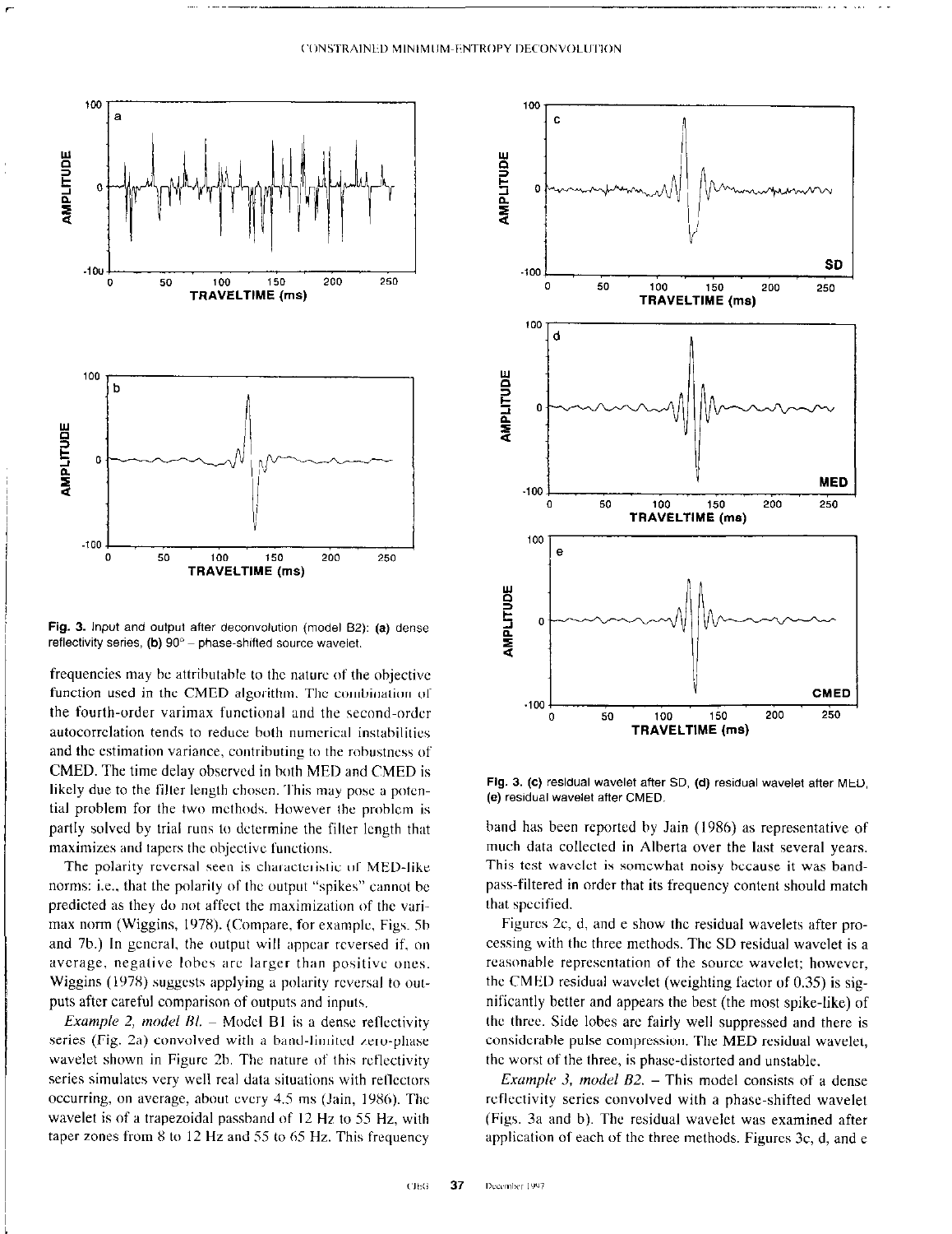**Fig. 3.** Input and output after deconvolution (model B2): **(a)** dense reflectivity series, **(b)** 90° – phase-shifted source wavelet.

**Fig. 3. (c)** residual wavelet after SD, **(d)** residual wavelet after MED, **(e)** residual wavelet after CMED.

frequencies may be attributable to the nature of the objective function used in the CMED algorithm. The combination of the fourth-order varimax functional and the second-order autocorrelation tends to reduce both numerical instabilities and the estimation variance, contributing to the robustness of CMED. The time delay observed in both MED and CMED is likely due to the filter length chosen. This may pose a potential problem for the two methods. However the problem is partly solved by trial runs to determine the filter length that maximizes and tapers the objective functions.

The polarity reversal seen is characteristic of MED-like norms: i.e., that the polarity of the output "spikes" cannot be predicted as they do not affect the maximization of the varimax norm (Wiggins, 1978). (Compare, for example, Figs. 5b and 7b.) In general, the output will appear reversed if, on average, negative lobes are larger than positive ones. Wiggins (1978) suggests applying a polarity reversal to outputs after careful comparison of outputs and inputs.

*Example 2, model B1.* – Model B1 is a dense reflectivity series (Fig. 2a) convolved with a band-limited zero-phase wavelet shown in Figure 2b. The nature of this reflectivity series simulates very well real data situations with reflectors occurring, on average, about every 4.5 ms (Jain, 1986). The wavelet is of a trapezoidal passband of 12 Hz to 55 Hz, with taper zones from 8 to 12 Hz and 55 to 65 Hz. This frequency band has been reported by Jain (1986) as representative of much data collected in Alberta over the last several years. This test wavelet is somewhat noisy because it was band-pass-filtered in order that its frequency content should match that specified.

Figures 2c, d, and e show the residual wavelets after processing with the three methods. The SD residual wavelet is a reasonable representation of the source wavelet; however, the CMED residual wavelet (weighting factor of 0.35) is significantly better and appears the best (the most spike-like) of the three. Side lobes are fairly well suppressed and there is considerable pulse compression. The MED residual wavelet, the worst of the three, is phase-distorted and unstable.

*Example 3, model B2.* – This model consists of a dense reflectivity series convolved with a phase-shifted wavelet (Figs. 3a and b). The residual wavelet was examined after application of each of the three methods. Figures 3c, d, and e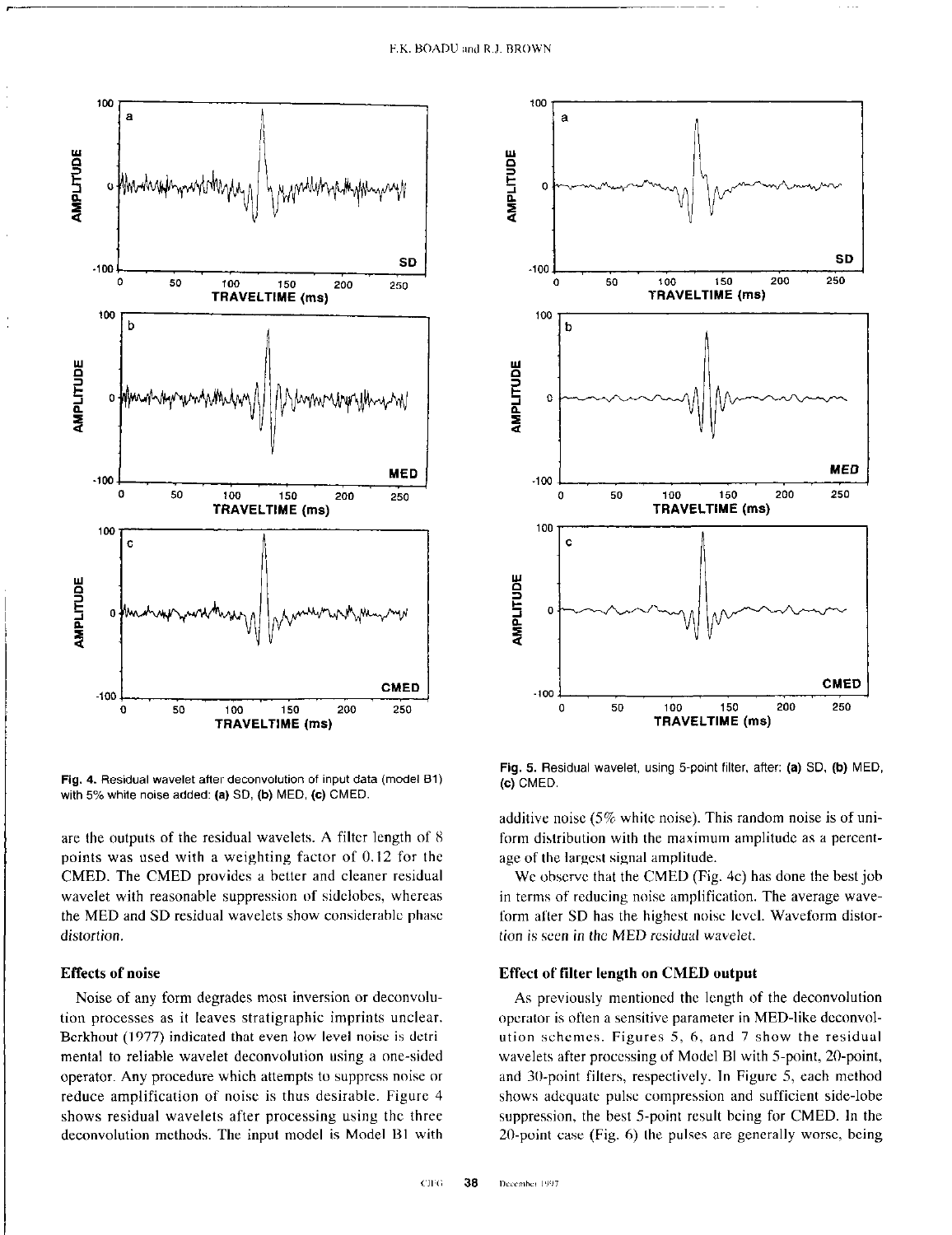Fig. 4. Residual wavelet after deconvolution of input data (model B1) with 5% white noise added: **(a)** SD, **(b)** MED, **(c)** CMED.

Fig. 5. Residual wavelet, using 5-point filter, after: **(a)** SD, **(b)** MED, **(c)** CMED.

are the outputs of the residual wavelets. A filter length of 8 points was used with a weighting factor of 0.12 for the CMED. The CMED provides a better and cleaner residual wavelet with reasonable suppression of sidelobes, whereas the MED and SD residual wavelets show considerable phase distortion.

### Effects of noise

Noise of any form degrades most inversion or deconvolution processes as it leaves stratigraphic imprints unclear. Berkhout (1977) indicated that even low level noise is detrimental to reliable wavelet deconvolution using a one-sided operator. Any procedure which attempts to suppress noise or reduce amplification of noise is thus desirable. Figure 4 shows residual wavelets after processing using the three deconvolution methods. The input model is Model B1 with additive noise (5% white noise). This random noise is of uniform distribution with the maximum amplitude as a percentage of the largest signal amplitude.

We observe that the CMED (Fig. 4c) has done the best job in terms of reducing noise amplification. The average waveform after SD has the highest noise level. Waveform distortion is seen in the MED residual wavelet.

### Effect of filter length on CMED output

As previously mentioned the length of the deconvolution operator is often a sensitive parameter in MED-like deconvolution schemes. Figures 5, 6, and 7 show the residual wavelets after processing of Model Bl with 5-point, 20-point, and 30-point filters, respectively. In Figure 5, each method shows adequate pulse compression and sufficient side-lobe suppression, the best 5-point result being for CMED. In the 20-point case (Fig. 6) the pulses are generally worse, being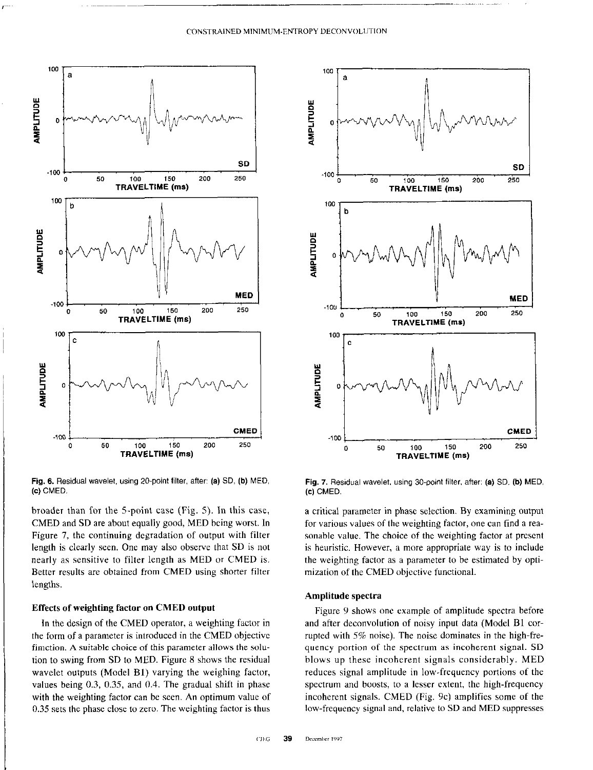Fig. 6. Residual wavelet, using 20-point filter, after: (a) SD, (b) MED, (c) CMED.

Fig. 7. Residual wavelet, using 30-point filter, after: (a) SD, (b) MED, (c) CMED.

broader than for the 5-point case (Fig. 5). In this case, CMED and SD are about equally good, MED being worst. In Figure 7, the continuing degradation of output with filter length is clearly seen. One may also observe that SD is not nearly as sensitive to filter length as MED or CMED is. Better results are obtained from CMED using shorter filter lengths.

### Effects of weighting factor on CMED output

In the design of the CMED operator, a weighting factor in the form of a parameter is introduced in the CMED objective function. A suitable choice of this parameter allows the solution to swing from SD to MED. Figure 8 shows the residual wavelet outputs (Model B1) varying the weighing factor, values being 0.3, 0.35, and 0.4. The gradual shift in phase with the weighting factor can be seen. An optimum value of 0.35 sets the phase close to zero. The weighting factor is thus a critical parameter in phase selection. By examining output for various values of the weighting factor, one can find a reasonable value. The choice of the weighting factor at present is heuristic. However, a more appropriate way is to include the weighting factor as a parameter to be estimated by optimization of the CMED objective functional.

### Amplitude spectra

Figure 9 shows one example of amplitude spectra before and after deconvolution of noisy input data (Model B1 corrupted with 5% noise). The noise dominates in the high-frequency portion of the spectrum as incoherent signal. SD blows up these incoherent signals considerably. MED reduces signal amplitude in low-frequency portions of the spectrum and boosts, to a lesser extent, the high-frequency incoherent signals. CMED (Fig. 9c) amplifies some of the low-frequency signal and, relative to SD and MED suppresses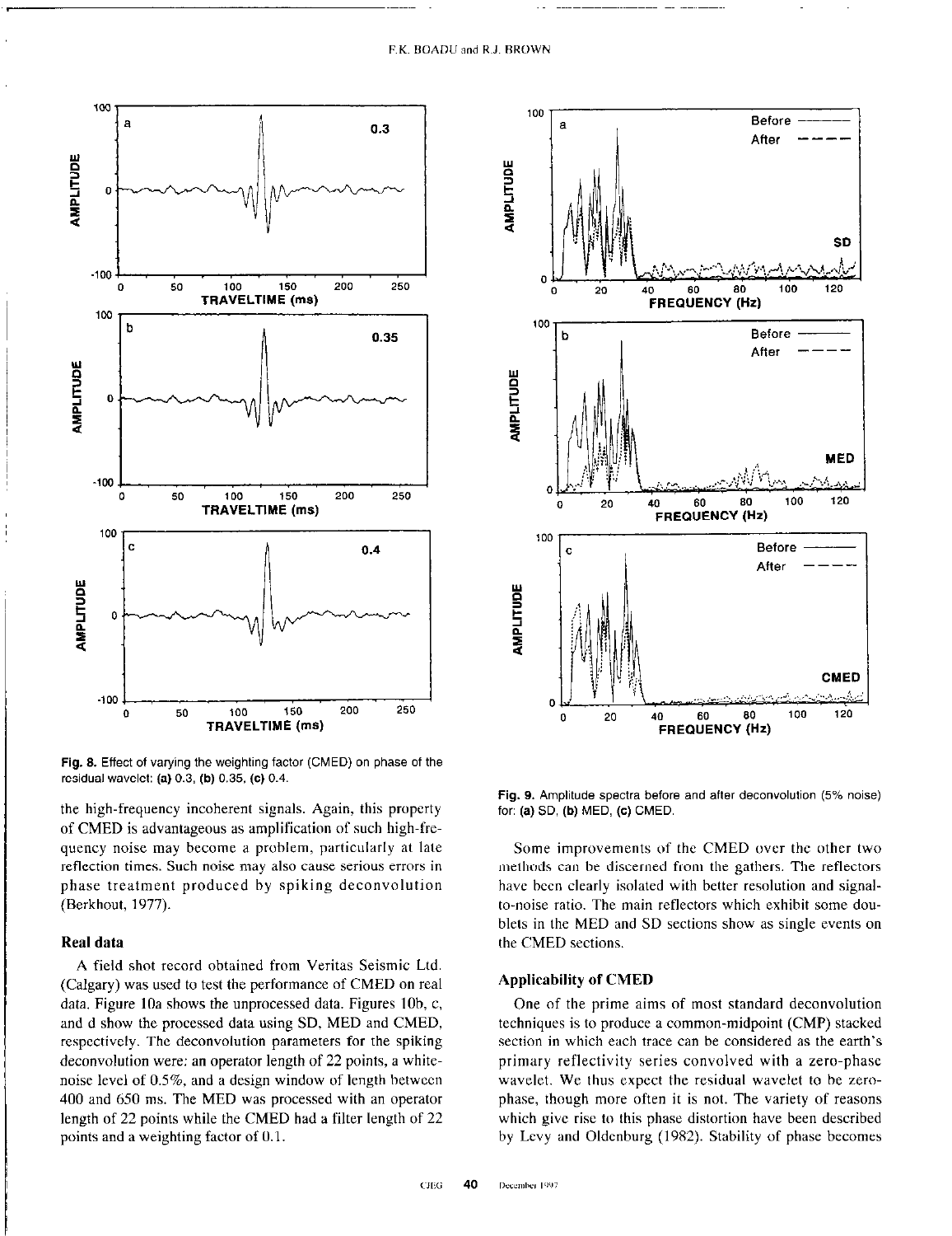Fig. 8. Effect of varying the weighting factor (CMED) on phase of the residual wavelet: (a) 0.3, (b) 0.35, (c) 0.4.

Fig. 9. Amplitude spectra before and after deconvolution (5% noise) for: (a) SD, (b) MED, (c) CMED.

the high-frequency incoherent signals. Again, this property of CMED is advantageous as amplification of such high-frequency noise may become a problem, particularly at late reflection times. Such noise may also cause serious errors in phase treatment produced by spiking deconvolution (Berkhout, 1977).

## Real data

A field shot record obtained from Veritas Seismic Ltd. (Calgary) was used to test the performance of CMED on real data. Figure 10a shows the unprocessed data. Figures 10b, c, and d show the processed data using SD, MED and CMED, respectively. The deconvolution parameters for the spiking deconvolution were: an operator length of 22 points, a white-noise level of 0.5%, and a design window of length between 400 and 650 ms. The MED was processed with an operator length of 22 points while the CMED had a filter length of 22 points and a weighting factor of 0.1.

Some improvements of the CMED over the other two methods can be discerned from the gathers. The reflectors have been clearly isolated with better resolution and signal-to-noise ratio. The main reflectors which exhibit some doublets in the MED and SD sections show as single events on the CMED sections.

## Applicability of CMED

One of the prime aims of most standard deconvolution techniques is to produce a common-midpoint (CMP) stacked section in which each trace can be considered as the earth's primary reflectivity series convolved with a zero-phase wavelet. We thus expect the residual wavelet to be zero-phase, though more often it is not. The variety of reasons which give rise to this phase distortion have been described by Levy and Oldenburg (1982). Stability of phase becomes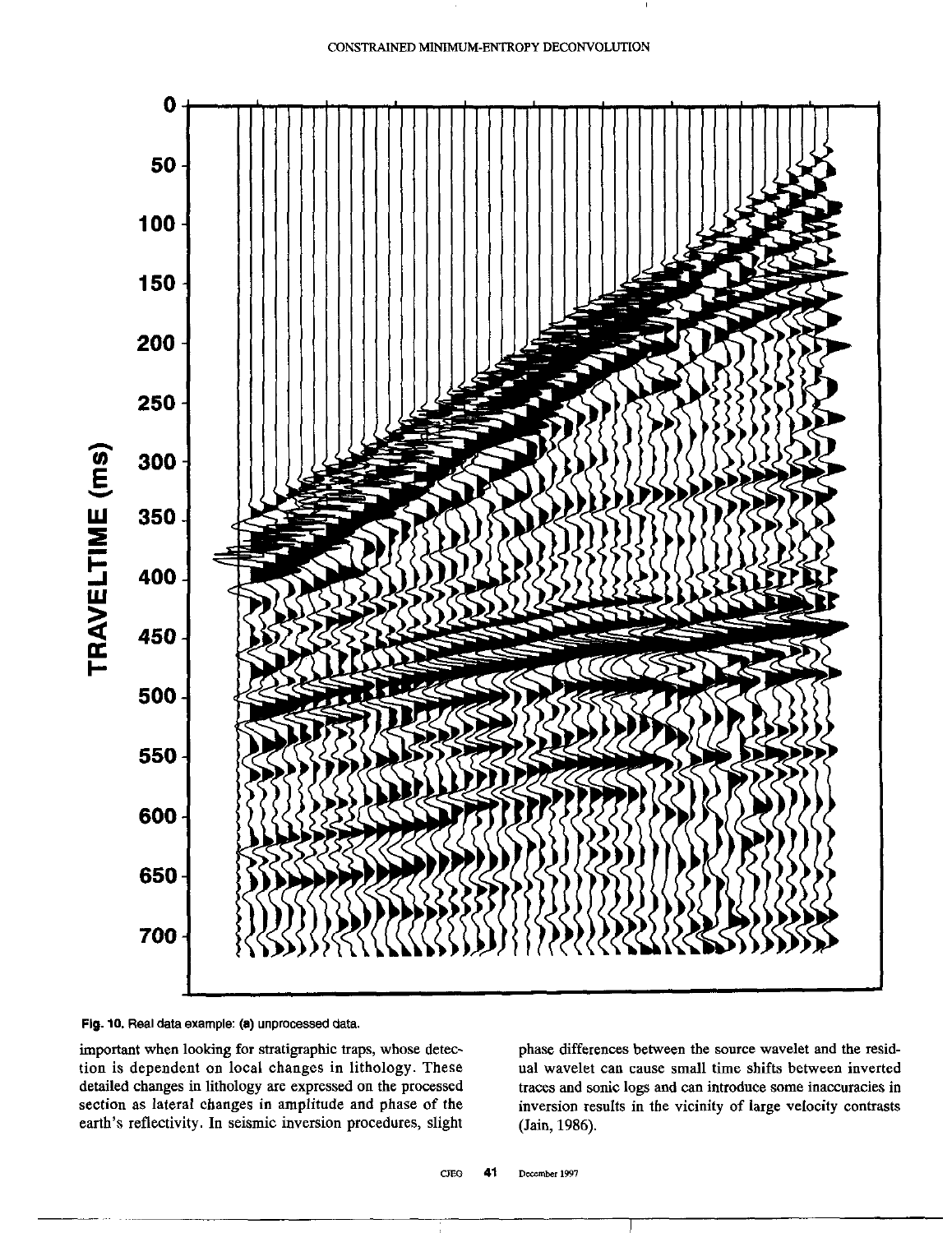Fig. 10. Real data example: (a) unprocessed data.

important when looking for stratigraphic traps, whose detection is dependent on local changes in lithology. These detailed changes in lithology are expressed on the processed section as lateral changes in amplitude and phase of the earth's reflectivity. In seismic inversion procedures, slight phase differences between the source wavelet and the residual wavelet can cause small time shifts between inverted traces and sonic logs and can introduce some inaccuracies in inversion results in the vicinity of large velocity contrasts (Jain, 1986).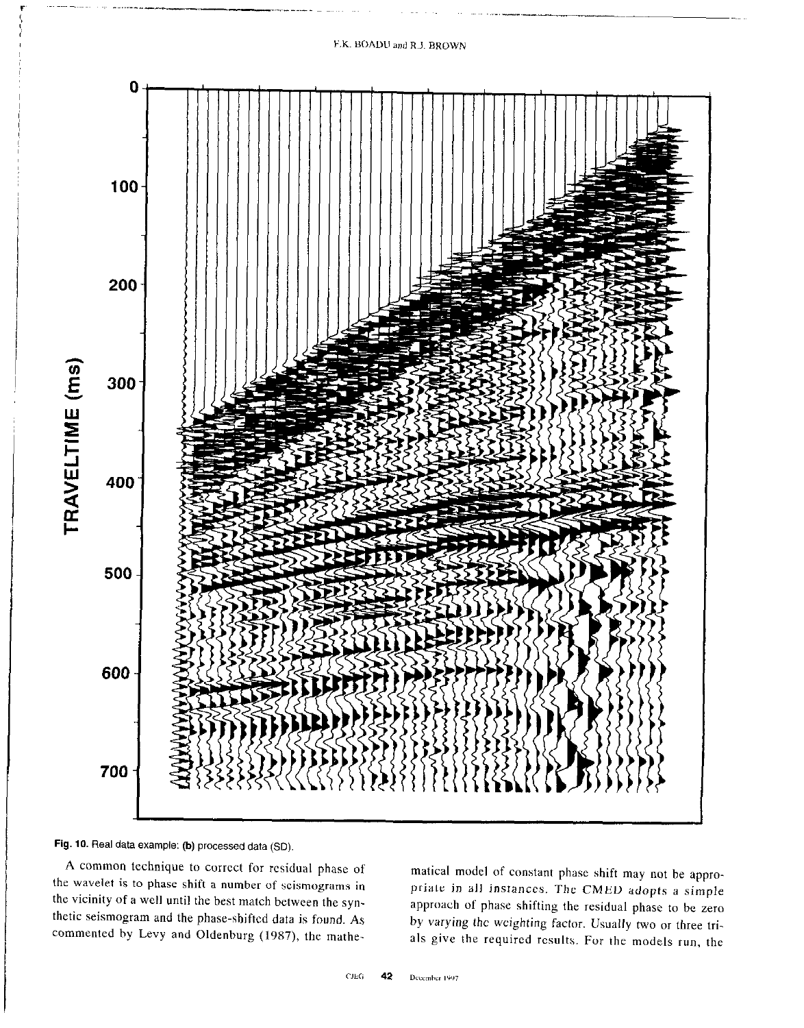Fig. 10. Real data example: (b) processed data (SD).

A common technique to correct for residual phase of the wavelet is to phase shift a number of seismograms in the vicinity of a well until the best match between the synthetic seismogram and the phase-shifted data is found. As commented by Levy and Oldenburg (1987), the mathematical model of constant phase shift may not be appropriate in all instances. The CMED adopts a simple approach of phase shifting the residual phase to be zero by varying the weighting factor. Usually two or three trials give the required results. For the models run, the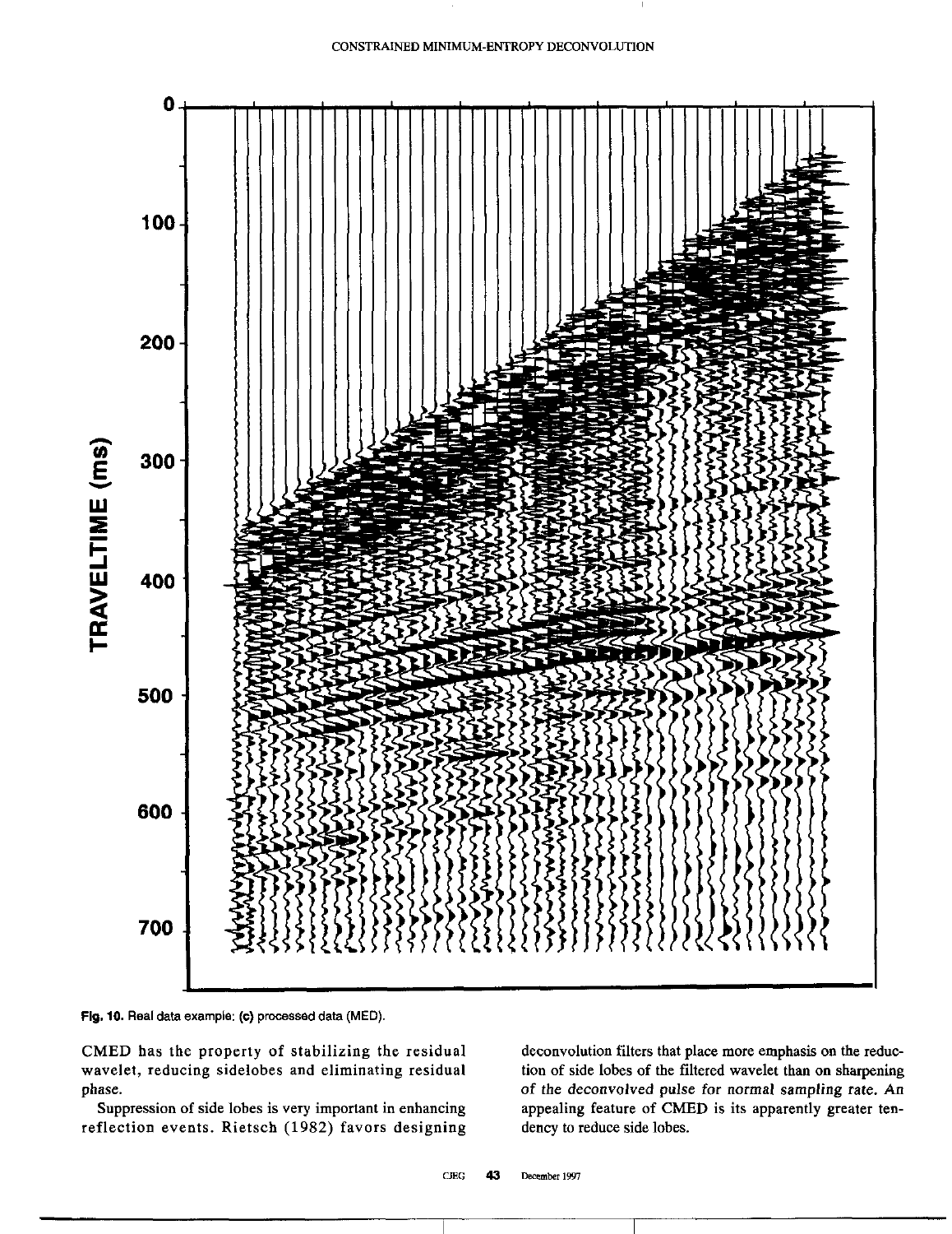Fig. 10. Real data example: (c) processed data (MED).

CMED has the property of stabilizing the residual wavelet, reducing sidelobes and eliminating residual phase.

Suppression of side lobes is very important in enhancing reflection events. Rietsch (1982) favors designing deconvolution filters that place more emphasis on the reduction of side lobes of the filtered wavelet than on sharpening of the deconvolved pulse for normal sampling rate. An appealing feature of CMED is its apparently greater tendency to reduce side lobes.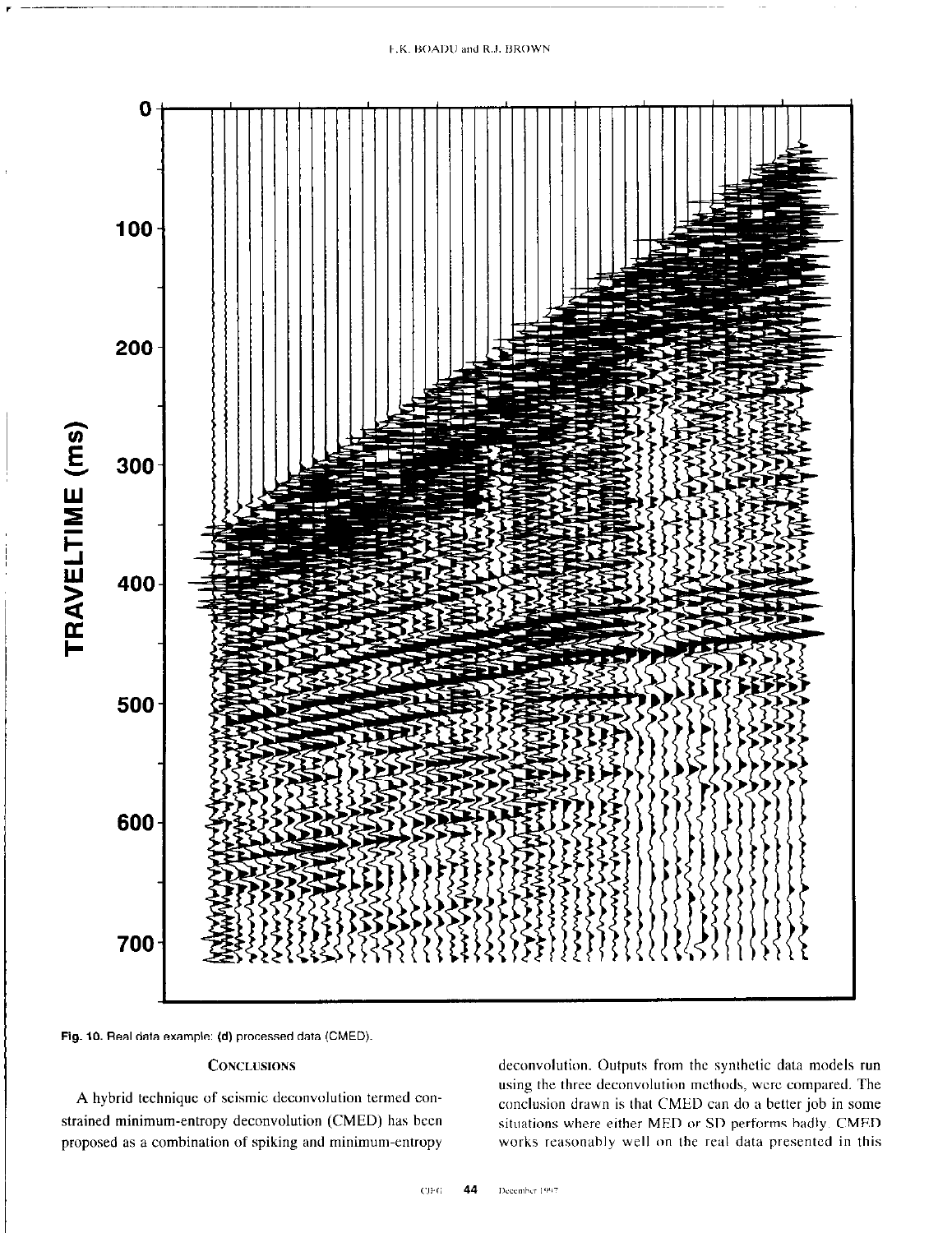Fig. 10. Real data example: (d) processed data (CMED).

## Conclusions

A hybrid technique of seismic deconvolution termed constrained minimum-entropy deconvolution (CMED) has been proposed as a combination of spiking and minimum-entropy deconvolution. Outputs from the synthetic data models run using the three deconvolution methods, were compared. The conclusion drawn is that CMED can do a better job in some situations where either MED or SD performs badly. CMED works reasonably well on the real data presented in this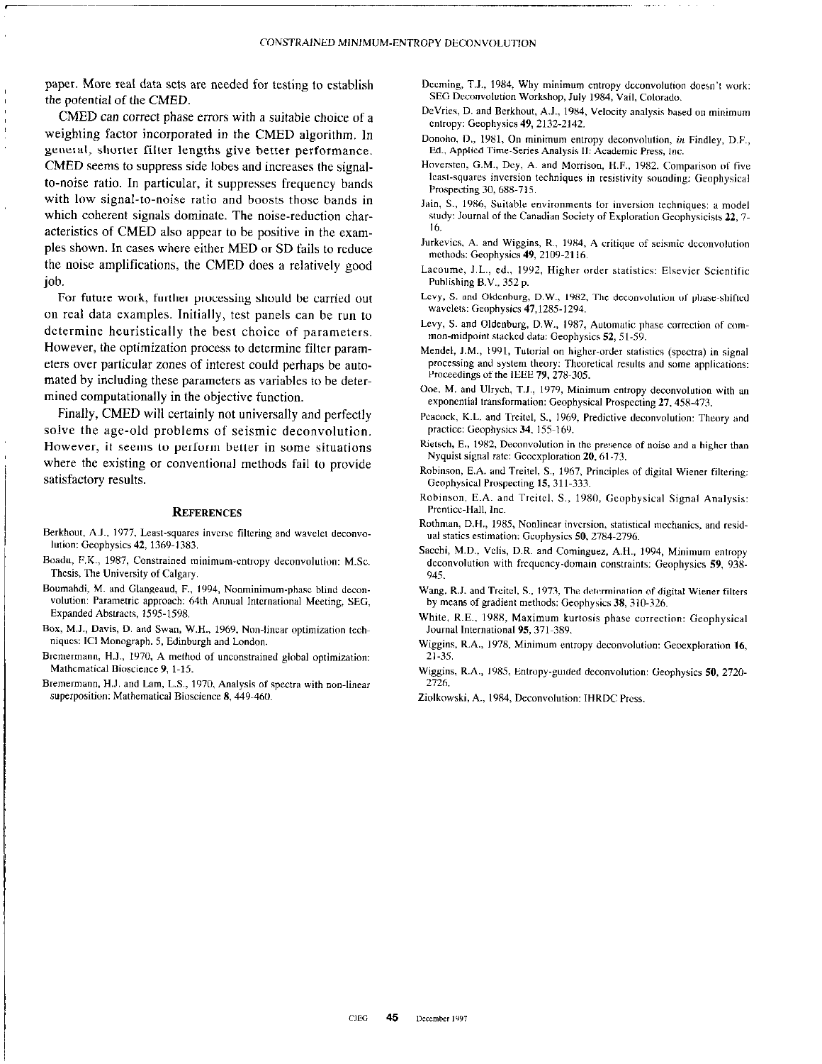paper. More real data sets are needed for testing to establish the potential of the CMED.

CMED can correct phase errors with a suitable choice of a weighting factor incorporated in the CMED algorithm. In general, shorter filter lengths give better performance. CMED seems to suppress side lobes and increases the signal-to-noise ratio. In particular, it suppresses frequency bands with low signal-to-noise ratio and boosts those bands in which coherent signals dominate. The noise-reduction characteristics of CMED also appear to be positive in the examples shown. In cases where either MED or SD fails to reduce the noise amplifications, the CMED does a relatively good job.

For future work, further processing should be carried out on real data examples. Initially, test panels can be run to determine heuristically the best choice of parameters. However, the optimization process to determine filter parameters over particular zones of interest could perhaps be automated by including these parameters as variables to be determined computationally in the objective function.

Finally, CMED will certainly not universally and perfectly solve the age-old problems of seismic deconvolution. However, it seems to perform better in some situations where the existing or conventional methods fail to provide satisfactory results.

## References

Berkhout, A.J., 1977, Least-squares inverse filtering and wavelet deconvolution: Geophysics **42**, 1369-1383.

Boadu, F.K., 1987, Constrained minimum-entropy deconvolution: M.Sc. Thesis, The University of Calgary.

Boumahdi, M. and Glangeaud, F., 1994, Nonminimum-phase blind deconvolution: Parametric approach: 64th Annual International Meeting, SEG, Expanded Abstracts, 1595-1598.

Box, M.J., Davis, D. and Swan, W.H., 1969, Non-linear optimization techniques: ICI Monograph. 5, Edinburgh and London.

Bremermann, H.J., 1970, A method of unconstrained global optimization: Mathematical Bioscience **9**, 1-15.

Bremermann, H.J. and Lam, L.S., 1970, Analysis of spectra with non-linear superposition: Mathematical Bioscience **8**, 449-460.

Deeming, T.J., 1984, Why minimum entropy deconvolution doesn't work: SEG Deconvolution Workshop, July 1984, Vail, Colorado.

DeVries, D. and Berkhout, A.J., 1984, Velocity analysis based on minimum entropy: Geophysics **49**, 2132-2142.

Donoho, D., 1981, On minimum entropy deconvolution, *in* Findley, D.F., Ed., Applied Time-Series Analysis II: Academic Press, Inc.

Hoversten, G.M., Dey, A. and Morrison, H.F., 1982, Comparison of five least-squares inversion techniques in resistivity sounding: Geophysical Prospecting 30, 688-715.

Jain, S., 1986, Suitable environments for inversion techniques: a model study: Journal of the Canadian Society of Exploration Geophysicists **22**, 7-16.

Jurkevics, A. and Wiggins, R., 1984, A critique of seismic deconvolution methods: Geophysics **49**, 2109-2116.

Lacoume, J.L., ed., 1992, Higher order statistics: Elsevier Scientific Publishing B.V., 352 p.

Levy, S. and Oldenburg, D.W., 1982, The deconvolution of phase-shifted wavelets: Geophysics **47**,1285-1294.

Levy, S. and Oldenburg, D.W., 1987, Automatic phase correction of common-midpoint stacked data: Geophysics **52**, 51-59.

Mendel, J.M., 1991, Tutorial on higher-order statistics (spectra) in signal processing and system theory: Theoretical results and some applications: Proceedings of the IEEE **79**, 278-305.

Ooe, M. and Ulrych, T.J., 1979, Minimum entropy deconvolution with an exponential transformation: Geophysical Prospecting **27**, 458-473.

Peacock, K.L. and Treitel, S., 1969, Predictive deconvolution: Theory and practice: Geophysics **34**, 155-169.

Rietsch, E., 1982, Deconvolution in the presence of noise and a higher than Nyquist signal rate: Geoexploration **20**, 61-73.

Robinson, E.A. and Treitel, S., 1967, Principles of digital Wiener filtering: Geophysical Prospecting **15**, 311-333.

Robinson, E.A. and Treitel, S., 1980, Geophysical Signal Analysis: Prentice-Hall, Inc.

Rothman, D.H., 1985, Nonlinear inversion, statistical mechanics, and residual statics estimation: Geophysics **50**, 2784-2796.

Sacchi, M.D., Velis, D.R. and Cominguez, A.H., 1994, Minimum entropy deconvolution with frequency-domain constraints: Geophysics **59**, 938-945.

Wang, R.J. and Treitel, S., 1973, The determination of digital Wiener filters by means of gradient methods: Geophysics **38**, 310-326.

White, R.E., 1988, Maximum kurtosis phase correction: Geophysical Journal International **95**, 371-389.

Wiggins, R.A., 1978, Minimum entropy deconvolution: Geoexploration **16**, 21-35.

Wiggins, R.A., 1985, Entropy-guided deconvolution: Geophysics **50**, 2720-2726.

Ziolkowski, A., 1984, Deconvolution: IHRDC Press.